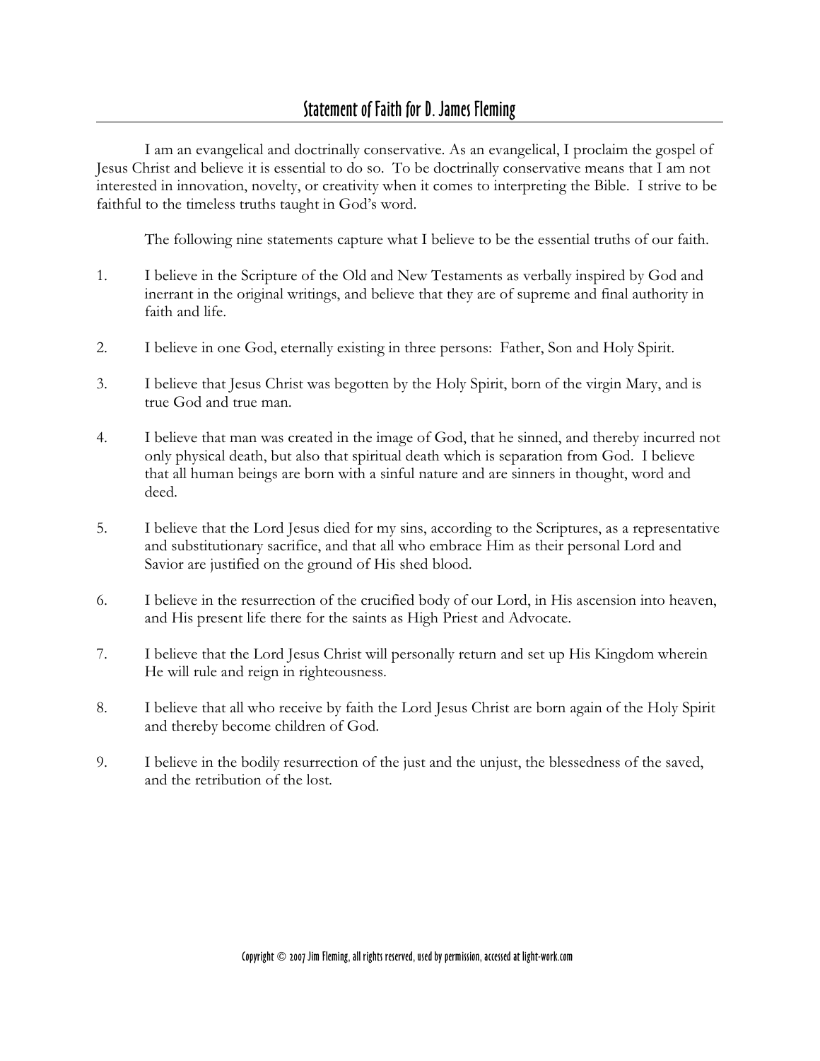# Statement of Faith for D. James Fleming

I am an evangelical and doctrinally conservative. As an evangelical, I proclaim the gospel of Jesus Christ and believe it is essential to do so. To be doctrinally conservative means that I am not interested in innovation, novelty, or creativity when it comes to interpreting the Bible. I strive to be faithful to the timeless truths taught in God's word.

The following nine statements capture what I believe to be the essential truths of our faith.

1. I believe in the Scripture of the Old and New Testaments as verbally inspired by God and inerrant in the original writings, and believe that they are of supreme and final authority in faith and life.

2. I believe in one God, eternally existing in three persons: Father, Son and Holy Spirit.

3. I believe that Jesus Christ was begotten by the Holy Spirit, born of the virgin Mary, and is true God and true man.

4. I believe that man was created in the image of God, that he sinned, and thereby incurred not only physical death, but also that spiritual death which is separation from God. I believe that all human beings are born with a sinful nature and are sinners in thought, word and deed.

5. I believe that the Lord Jesus died for my sins, according to the Scriptures, as a representative and substitutionary sacrifice, and that all who embrace Him as their personal Lord and Savior are justified on the ground of His shed blood.

6. I believe in the resurrection of the crucified body of our Lord, in His ascension into heaven, and His present life there for the saints as High Priest and Advocate.

7. I believe that the Lord Jesus Christ will personally return and set up His Kingdom wherein He will rule and reign in righteousness.

8. I believe that all who receive by faith the Lord Jesus Christ are born again of the Holy Spirit and thereby become children of God.

9. I believe in the bodily resurrection of the just and the unjust, the blessedness of the saved, and the retribution of the lost.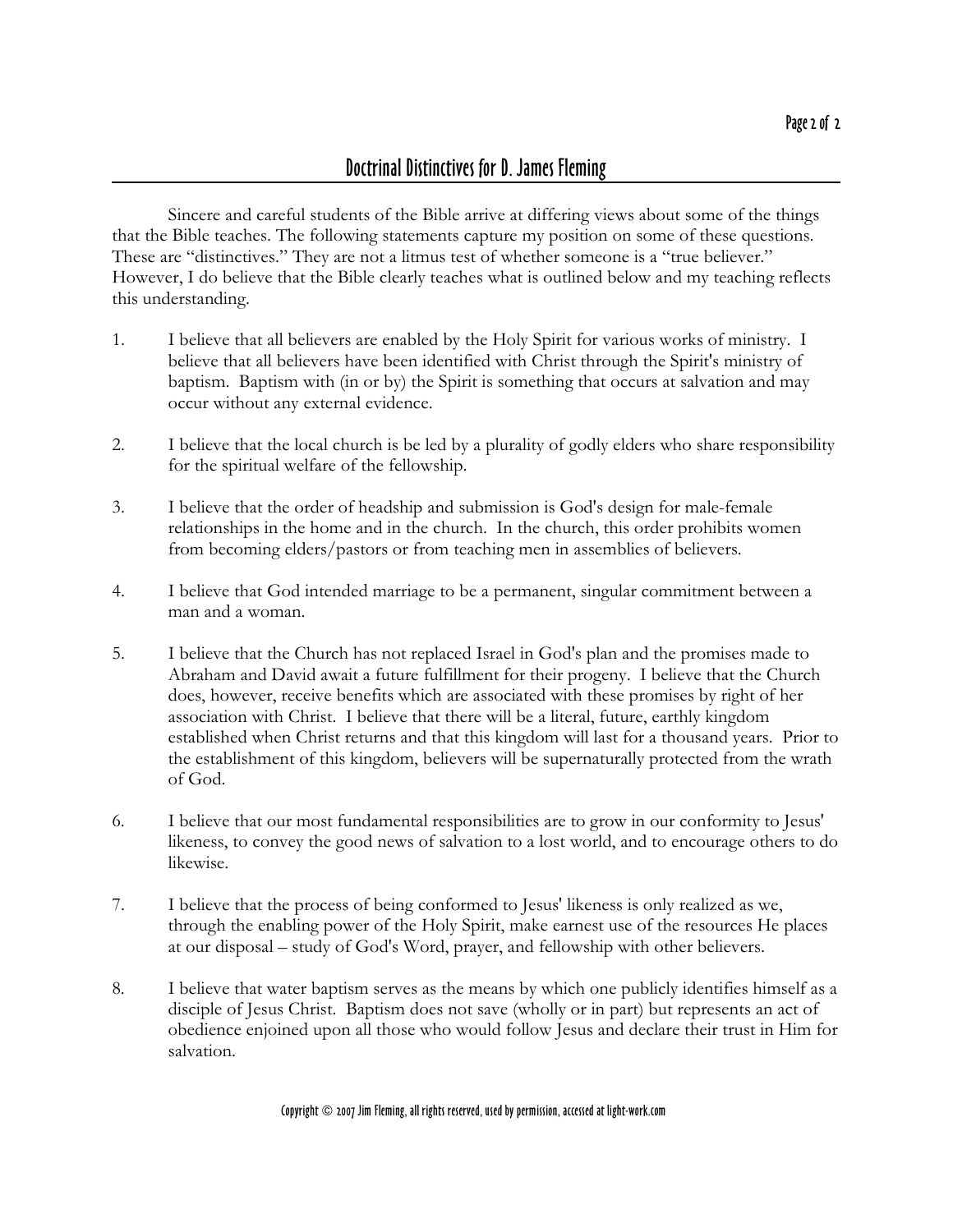# Doctrinal Distinctives for D. James Fleming

Sincere and careful students of the Bible arrive at differing views about some of the things that the Bible teaches. The following statements capture my position on some of these questions. These are "distinctives." They are not a litmus test of whether someone is a "true believer." However, I do believe that the Bible clearly teaches what is outlined below and my teaching reflects this understanding.

1. I believe that all believers are enabled by the Holy Spirit for various works of ministry. I believe that all believers have been identified with Christ through the Spirit's ministry of baptism. Baptism with (in or by) the Spirit is something that occurs at salvation and may occur without any external evidence.

2. I believe that the local church is be led by a plurality of godly elders who share responsibility for the spiritual welfare of the fellowship.

3. I believe that the order of headship and submission is God's design for male-female relationships in the home and in the church. In the church, this order prohibits women from becoming elders/pastors or from teaching men in assemblies of believers.

4. I believe that God intended marriage to be a permanent, singular commitment between a man and a woman.

5. I believe that the Church has not replaced Israel in God's plan and the promises made to Abraham and David await a future fulfillment for their progeny. I believe that the Church does, however, receive benefits which are associated with these promises by right of her association with Christ. I believe that there will be a literal, future, earthly kingdom established when Christ returns and that this kingdom will last for a thousand years. Prior to the establishment of this kingdom, believers will be supernaturally protected from the wrath of God.

6. I believe that our most fundamental responsibilities are to grow in our conformity to Jesus' likeness, to convey the good news of salvation to a lost world, and to encourage others to do likewise.

7. I believe that the process of being conformed to Jesus' likeness is only realized as we, through the enabling power of the Holy Spirit, make earnest use of the resources He places at our disposal – study of God's Word, prayer, and fellowship with other believers.

8. I believe that water baptism serves as the means by which one publicly identifies himself as a disciple of Jesus Christ. Baptism does not save (wholly or in part) but represents an act of obedience enjoined upon all those who would follow Jesus and declare their trust in Him for salvation.

Copyright © 2007 Jim Fleming, all rights reserved, used by permission, accessed at light-work.com